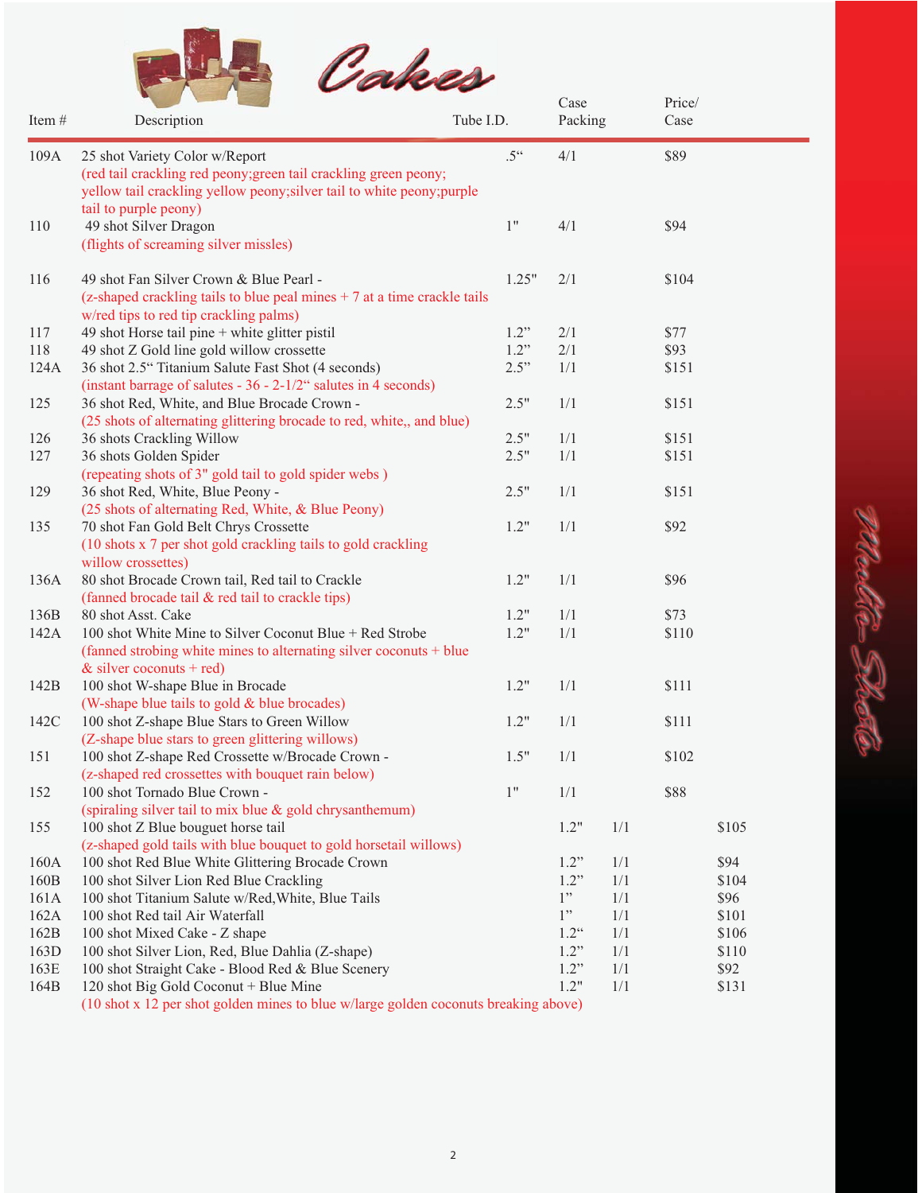# Cakes

| Item # | Description | Tube I.D. | Case Packing | Price/ Case |
|---|---|---|---|---|
| 109A | 25 shot Variety Color w/Report (red tail crackling red peony;green tail crackling green peony; yellow tail crackling yellow peony;silver tail to white peony;purple tail to purple peony) | .5“ | 4/1 | $89 |
| 110 | 49 shot Silver Dragon (flights of screaming silver missles) | 1" | 4/1 | $94 |
| 116 | 49 shot Fan Silver Crown & Blue Pearl - (z-shaped crackling tails to blue peal mines + 7 at a time crackle tails w/red tips to red tip crackling palms) | 1.25" | 2/1 | $104 |
| 117 | 49 shot Horse tail pine + white glitter pistil | 1.2” | 2/1 | $77 |
| 118 | 49 shot Z Gold line gold willow crossette | 1.2” | 2/1 | $93 |
| 124A | 36 shot 2.5“ Titanium Salute Fast Shot (4 seconds) (instant barrage of salutes - 36 - 2-1/2“ salutes in 4 seconds) | 2.5” | 1/1 | $151 |
| 125 | 36 shot Red, White, and Blue Brocade Crown - (25 shots of alternating glittering brocade to red, white,, and blue) | 2.5" | 1/1 | $151 |
| 126 | 36 shots Crackling Willow | 2.5" | 1/1 | $151 |
| 127 | 36 shots Golden Spider (repeating shots of 3" gold tail to gold spider webs ) | 2.5" | 1/1 | $151 |
| 129 | 36 shot Red, White, Blue Peony - (25 shots of alternating Red, White, & Blue Peony) | 2.5" | 1/1 | $151 |
| 135 | 70 shot Fan Gold Belt Chrys Crossette (10 shots x 7 per shot gold crackling tails to gold crackling willow crossettes) | 1.2" | 1/1 | $92 |
| 136A | 80 shot Brocade Crown tail, Red tail to Crackle (fanned brocade tail & red tail to crackle tips) | 1.2" | 1/1 | $96 |
| 136B | 80 shot Asst. Cake | 1.2" | 1/1 | $73 |
| 142A | 100 shot White Mine to Silver Coconut Blue + Red Strobe (fanned strobing white mines to alternating silver coconuts + blue & silver coconuts + red) | 1.2" | 1/1 | $110 |
| 142B | 100 shot W-shape Blue in Brocade (W-shape blue tails to gold & blue brocades) | 1.2" | 1/1 | $111 |
| 142C | 100 shot Z-shape Blue Stars to Green Willow (Z-shape blue stars to green glittering willows) | 1.2" | 1/1 | $111 |
| 151 | 100 shot Z-shape Red Crossette w/Brocade Crown - (z-shaped red crossettes with bouquet rain below) | 1.5" | 1/1 | $102 |
| 152 | 100 shot Tornado Blue Crown - (spiraling silver tail to mix blue & gold chrysanthemum) | 1" | 1/1 | $88 |
| 155 | 100 shot Z Blue bouguet horse tail (z-shaped gold tails with blue bouquet to gold horsetail willows) | 1.2" | 1/1 | $105 |
| 160A | 100 shot Red Blue White Glittering Brocade Crown | 1.2” | 1/1 | $94 |
| 160B | 100 shot Silver Lion Red Blue Crackling | 1.2” | 1/1 | $104 |
| 161A | 100 shot Titanium Salute w/Red,White, Blue Tails | 1” | 1/1 | $96 |
| 162A | 100 shot Red tail Air Waterfall | 1” | 1/1 | $101 |
| 162B | 100 shot Mixed Cake - Z shape | 1.2“ | 1/1 | $106 |
| 163D | 100 shot Silver Lion, Red, Blue Dahlia (Z-shape) | 1.2” | 1/1 | $110 |
| 163E | 100 shot Straight Cake - Blood Red & Blue Scenery | 1.2” | 1/1 | $92 |
| 164B | 120 shot Big Gold Coconut + Blue Mine (10 shot x 12 per shot golden mines to blue w/large golden coconuts breaking above) | 1.2” | 1/1 | $131 |

Multi-Shots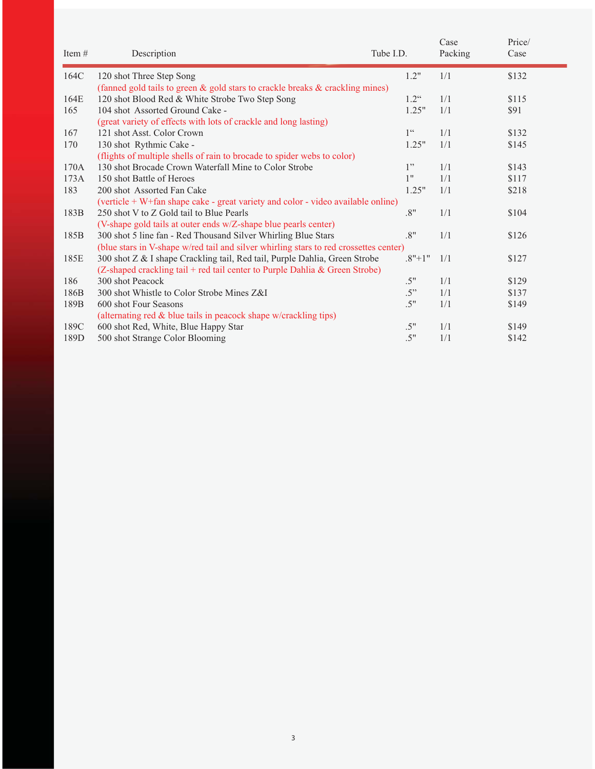| Item # | Description | Tube I.D. | Case Packing | Price/ Case |
|---|---|---|---|---|
| 164C | 120 shot Three Step Song<br>(fanned gold tails to green & gold stars to crackle breaks & crackling mines) | 1.2" | 1/1 | $132 |
| 164E | 120 shot Blood Red & White Strobe Two Step Song | 1.2" | 1/1 | $115 |
| 165 | 104 shot Assorted Ground Cake -<br>(great variety of effects with lots of crackle and long lasting) | 1.25" | 1/1 | $91 |
| 167 | 121 shot Asst. Color Crown | 1" | 1/1 | $132 |
| 170 | 130 shot Rythmic Cake -<br>(flights of multiple shells of rain to brocade to spider webs to color) | 1.25" | 1/1 | $145 |
| 170A | 130 shot Brocade Crown Waterfall Mine to Color Strobe | 1" | 1/1 | $143 |
| 173A | 150 shot Battle of Heroes | 1" | 1/1 | $117 |
| 183 | 200 shot Assorted Fan Cake<br>(verticle + W+fan shape cake - great variety and color - video available online) | 1.25" | 1/1 | $218 |
| 183B | 250 shot V to Z Gold tail to Blue Pearls<br>(V-shape gold tails at outer ends w/Z-shape blue pearls center) | .8" | 1/1 | $104 |
| 185B | 300 shot 5 line fan - Red Thousand Silver Whirling Blue Stars<br>(blue stars in V-shape w/red tail and silver whirling stars to red crossettes center) | .8" | 1/1 | $126 |
| 185E | 300 shot Z & I shape Crackling tail, Red tail, Purple Dahlia, Green Strobe<br>(Z-shaped crackling tail + red tail center to Purple Dahlia & Green Strobe) | .8"+1" | 1/1 | $127 |
| 186 | 300 shot Peacock | .5" | 1/1 | $129 |
| 186B | 300 shot Whistle to Color Strobe Mines Z&I | .5" | 1/1 | $137 |
| 189B | 600 shot Four Seasons<br>(alternating red & blue tails in peacock shape w/crackling tips) | .5" | 1/1 | $149 |
| 189C | 600 shot Red, White, Blue Happy Star | .5" | 1/1 | $149 |
| 189D | 500 shot Strange Color Blooming | .5" | 1/1 | $142 |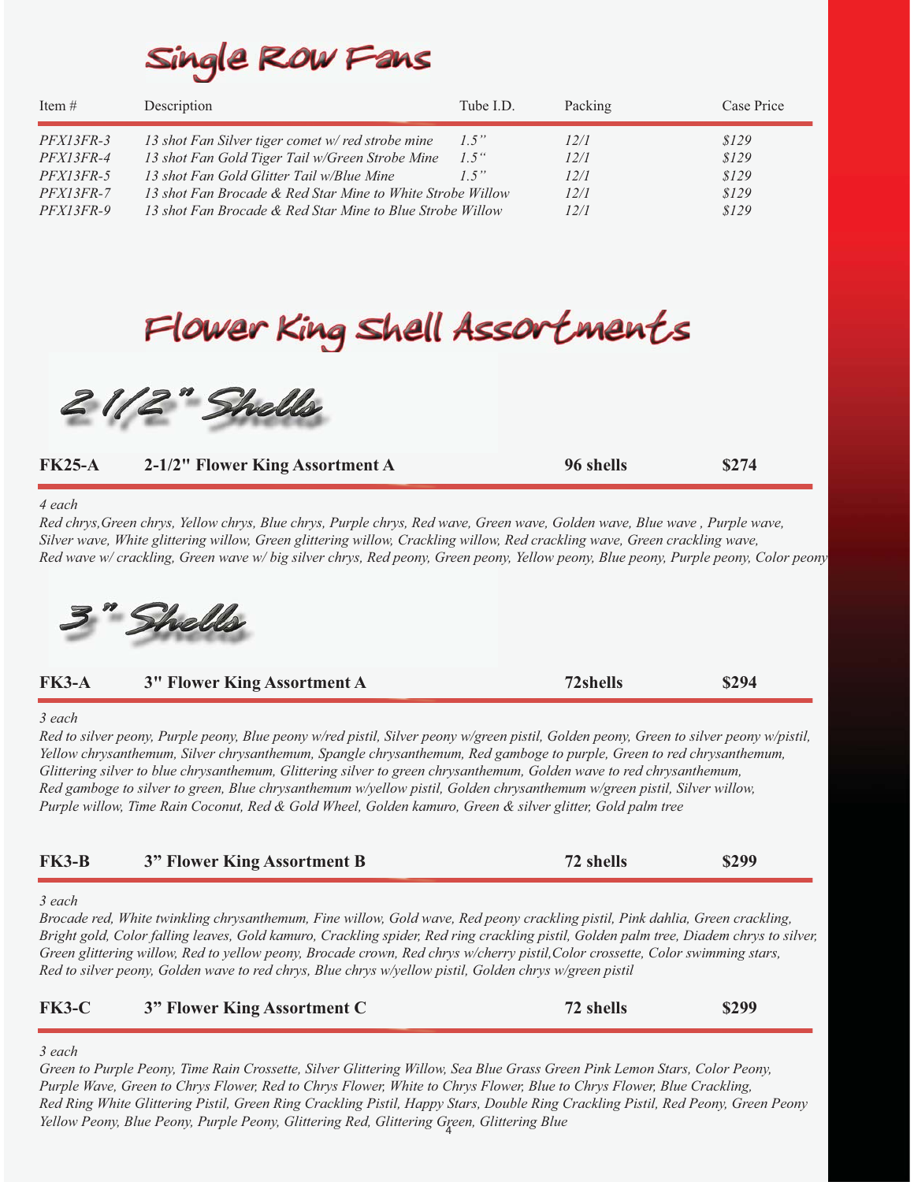# Single Row Fans

| Item # | Description | Tube I.D. | Packing | Case Price |
|---|---|---|---|---|
| *PFX13FR-3* | *13 shot Fan Silver tiger comet w/ red strobe mine* | *1.5"* | *12/1* | *$129* |
| *PFX13FR-4* | *13 shot Fan Gold Tiger Tail w/Green Strobe Mine* | *1.5"* | *12/1* | *$129* |
| *PFX13FR-5* | *13 shot Fan Gold Glitter Tail w/Blue Mine* | *1.5"* | *12/1* | *$129* |
| *PFX13FR-7* | *13 shot Fan Brocade & Red Star Mine to White Strobe Willow* | | *12/1* | *$129* |
| *PFX13FR-9* | *13 shot Fan Brocade & Red Star Mine to Blue Strobe Willow* | | *12/1* | *$129* |

# Flower King Shell Assortments

## 2 1/2" Shells

| **FK25-A** | **2-1/2" Flower King Assortment A** | **96 shells** | **$274** |
|---|---|---|---|

*4 each*

*Red chrys,Green chrys, Yellow chrys, Blue chrys, Purple chrys, Red wave, Green wave, Golden wave, Blue wave , Purple wave, Silver wave, White glittering willow, Green glittering willow, Crackling willow, Red crackling wave, Green crackling wave, Red wave w/ crackling, Green wave w/ big silver chrys, Red peony, Green peony, Yellow peony, Blue peony, Purple peony, Color peony*

## 3" Shells

| **FK3-A** | **3" Flower King Assortment A** | **72shells** | **$294** |
|---|---|---|---|

*3 each*

*Red to silver peony, Purple peony, Blue peony w/red pistil, Silver peony w/green pistil, Golden peony, Green to silver peony w/pistil, Yellow chrysanthemum, Silver chrysanthemum, Spangle chrysanthemum, Red gamboge to purple, Green to red chrysanthemum, Glittering silver to blue chrysanthemum, Glittering silver to green chrysanthemum, Golden wave to red chrysanthemum, Red gamboge to silver to green, Blue chrysanthemum w/yellow pistil, Golden chrysanthemum w/green pistil, Silver willow, Purple willow, Time Rain Coconut, Red & Gold Wheel, Golden kamuro, Green & silver glitter, Gold palm tree*

| **FK3-B** | **3" Flower King Assortment B** | **72 shells** | **$299** |
|---|---|---|---|

*3 each*

*Brocade red, White twinkling chrysanthemum, Fine willow, Gold wave, Red peony crackling pistil, Pink dahlia, Green crackling, Bright gold, Color falling leaves, Gold kamuro, Crackling spider, Red ring crackling pistil, Golden palm tree, Diadem chrys to silver, Green glittering willow, Red to yellow peony, Brocade crown, Red chrys w/cherry pistil,Color crossette, Color swimming stars, Red to silver peony, Golden wave to red chrys, Blue chrys w/yellow pistil, Golden chrys w/green pistil*

| **FK3-C** | **3" Flower King Assortment C** | **72 shells** | **$299** |
|---|---|---|---|

*3 each*

*Green to Purple Peony, Time Rain Crossette, Silver Glittering Willow, Sea Blue Grass Green Pink Lemon Stars, Color Peony, Purple Wave, Green to Chrys Flower, Red to Chrys Flower, White to Chrys Flower, Blue to Chrys Flower, Blue Crackling, Red Ring White Glittering Pistil, Green Ring Crackling Pistil, Happy Stars, Double Ring Crackling Pistil, Red Peony, Green Peony Yellow Peony, Blue Peony, Purple Peony, Glittering Red, Glittering Green, Glittering Blue*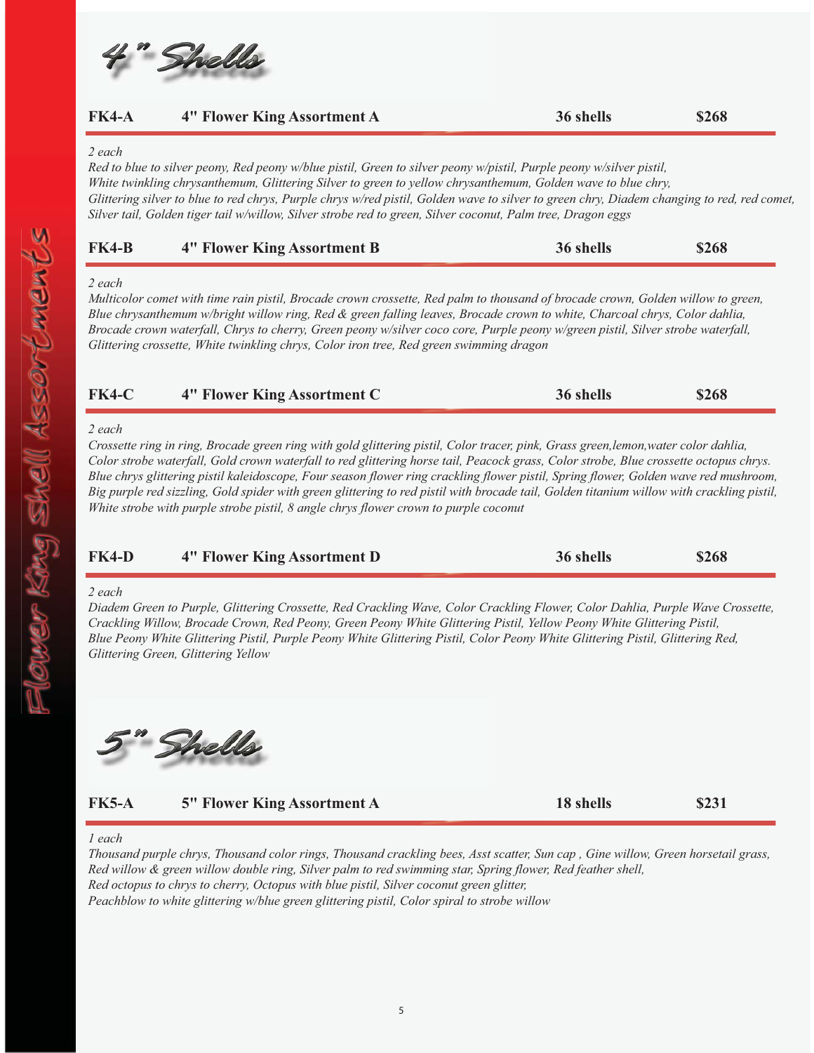# 4" Shells

**FK4-A** **4" Flower King Assortment A** **36 shells** **$268**

*2 each*

*Red to blue to silver peony, Red peony w/blue pistil, Green to silver peony w/pistil, Purple peony w/silver pistil, White twinkling chrysanthemum, Glittering Silver to green to yellow chrysanthemum, Golden wave to blue chry, Glittering silver to blue to red chrys, Purple chrys w/red pistil, Golden wave to silver to green chry, Diadem changing to red, red comet, Silver tail, Golden tiger tail w/willow, Silver strobe red to green, Silver coconut, Palm tree, Dragon eggs*

**FK4-B** **4" Flower King Assortment B** **36 shells** **$268**

*2 each*

*Multicolor comet with time rain pistil, Brocade crown crossette, Red palm to thousand of brocade crown, Golden willow to green, Blue chrysanthemum w/bright willow ring, Red & green falling leaves, Brocade crown to white, Charcoal chrys, Color dahlia, Brocade crown waterfall, Chrys to cherry, Green peony w/silver coco core, Purple peony w/green pistil, Silver strobe waterfall, Glittering crossette, White twinkling chrys, Color iron tree, Red green swimming dragon*

**FK4-C** **4" Flower King Assortment C** **36 shells** **$268**

*2 each*

*Crossette ring in ring, Brocade green ring with gold glittering pistil, Color tracer, pink, Grass green,lemon,water color dahlia, Color strobe waterfall, Gold crown waterfall to red glittering horse tail, Peacock grass, Color strobe, Blue crossette octopus chrys. Blue chrys glittering pistil kaleidoscope, Four season flower ring crackling flower pistil, Spring flower, Golden wave red mushroom, Big purple red sizzling, Gold spider with green glittering to red pistil with brocade tail, Golden titanium willow with crackling pistil, White strobe with purple strobe pistil, 8 angle chrys flower crown to purple coconut*

**FK4-D** **4" Flower King Assortment D** **36 shells** **$268**

*2 each*

*Diadem Green to Purple, Glittering Crossette, Red Crackling Wave, Color Crackling Flower, Color Dahlia, Purple Wave Crossette, Crackling Willow, Brocade Crown, Red Peony, Green Peony White Glittering Pistil, Yellow Peony White Glittering Pistil, Blue Peony White Glittering Pistil, Purple Peony White Glittering Pistil, Color Peony White Glittering Pistil, Glittering Red, Glittering Green, Glittering Yellow*

# 5" Shells

**FK5-A** **5" Flower King Assortment A** **18 shells** **$231**

*1 each*

*Thousand purple chrys, Thousand color rings, Thousand crackling bees, Asst scatter, Sun cap , Gine willow, Green horsetail grass, Red willow & green willow double ring, Silver palm to red swimming star, Spring flower, Red feather shell, Red octopus to chrys to cherry, Octopus with blue pistil, Silver coconut green glitter, Peachblow to white glittering w/blue green glittering pistil, Color spiral to strobe willow*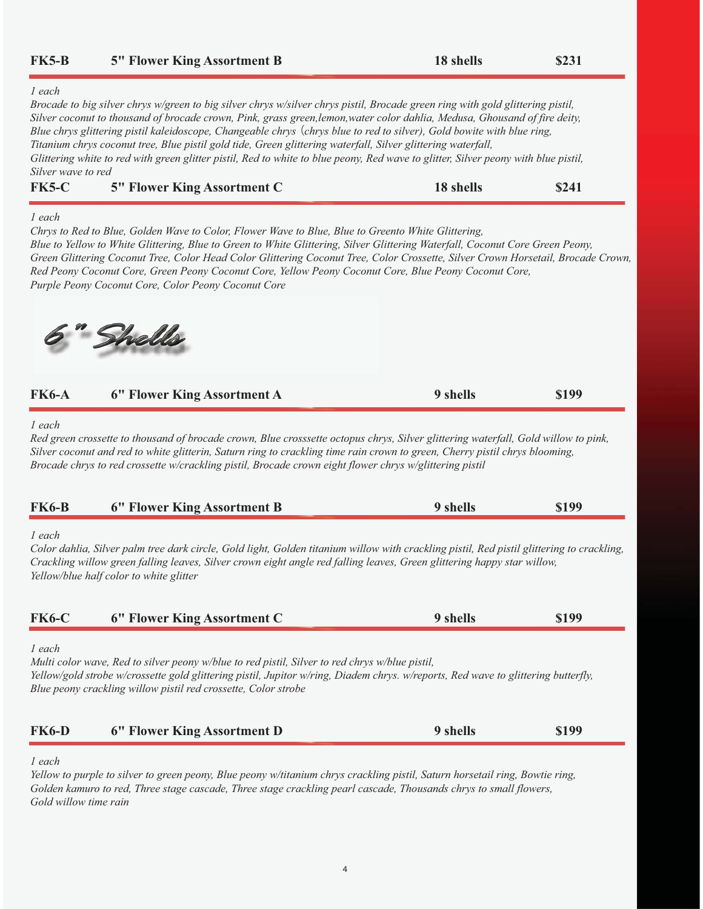| FK5-B | 5" Flower King Assortment B | 18 shells | $231 |
|---|---|---|---|

*1 each*

*Brocade to big silver chrys w/green to big silver chrys w/silver chrys pistil, Brocade green ring with gold glittering pistil, Silver coconut to thousand of brocade crown, Pink, grass green,lemon,water color dahlia, Medusa, Ghousand of fire deity, Blue chrys glittering pistil kaleidoscope, Changeable chrys（chrys blue to red to silver), Gold bowite with blue ring, Titanium chrys coconut tree, Blue pistil gold tide, Green glittering waterfall, Silver glittering waterfall, Glittering white to red with green glitter pistil, Red to white to blue peony, Red wave to glitter, Silver peony with blue pistil, Silver wave to red*

| FK5-C | 5" Flower King Assortment C | 18 shells | $241 |
|---|---|---|---|

*1 each*

*Chrys to Red to Blue, Golden Wave to Color, Flower Wave to Blue, Blue to Greento White Glittering, Blue to Yellow to White Glittering, Blue to Green to White Glittering, Silver Glittering Waterfall, Coconut Core Green Peony, Green Glittering Coconut Tree, Color Head Color Glittering Coconut Tree, Color Crossette, Silver Crown Horsetail, Brocade Crown, Red Peony Coconut Core, Green Peony Coconut Core, Yellow Peony Coconut Core, Blue Peony Coconut Core, Purple Peony Coconut Core, Color Peony Coconut Core*

## 6" Shells

| FK6-A | 6" Flower King Assortment A | 9 shells | $199 |
|---|---|---|---|

*1 each*

*Red green crossette to thousand of brocade crown, Blue crosssette octopus chrys, Silver glittering waterfall, Gold willow to pink, Silver coconut and red to white glitterin, Saturn ring to crackling time rain crown to green, Cherry pistil chrys blooming, Brocade chrys to red crossette w/crackling pistil, Brocade crown eight flower chrys w/glittering pistil*

| FK6-B | 6" Flower King Assortment B | 9 shells | $199 |
|---|---|---|---|

*1 each*

*Color dahlia, Silver palm tree dark circle, Gold light, Golden titanium willow with crackling pistil, Red pistil glittering to crackling, Crackling willow green falling leaves, Silver crown eight angle red falling leaves, Green glittering happy star willow, Yellow/blue half color to white glitter*

| FK6-C | 6" Flower King Assortment C | 9 shells | $199 |
|---|---|---|---|

*1 each*

*Multi color wave, Red to silver peony w/blue to red pistil, Silver to red chrys w/blue pistil, Yellow/gold strobe w/crossette gold glittering pistil, Jupitor w/ring, Diadem chrys. w/reports, Red wave to glittering butterfly, Blue peony crackling willow pistil red crossette, Color strobe*

| FK6-D | 6" Flower King Assortment D | 9 shells | $199 |
|---|---|---|---|

*1 each*

*Yellow to purple to silver to green peony, Blue peony w/titanium chrys crackling pistil, Saturn horsetail ring, Bowtie ring, Golden kamuro to red, Three stage cascade, Three stage crackling pearl cascade, Thousands chrys to small flowers, Gold willow time rain*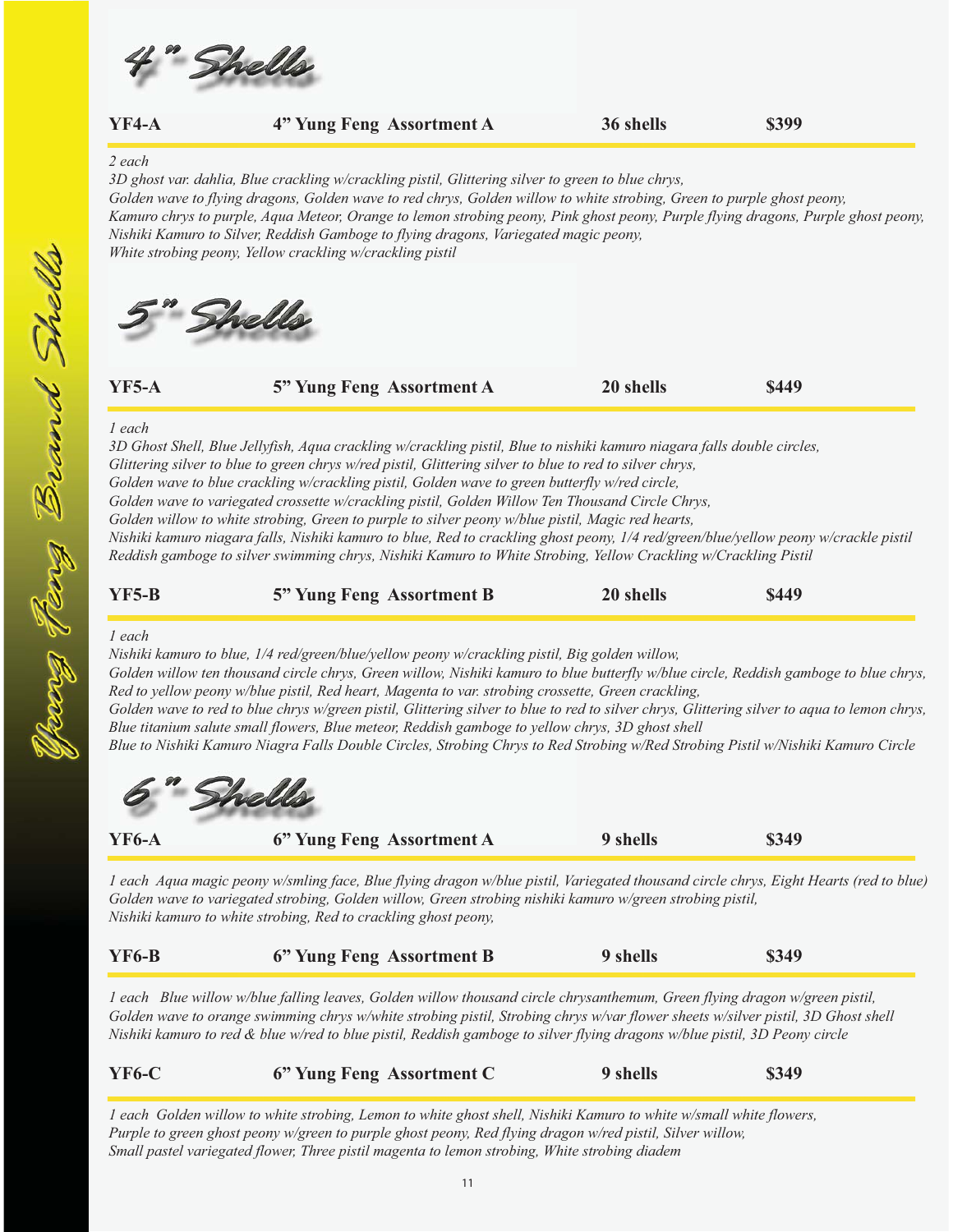## 4" Shells

| YF4-A | 4" Yung Feng Assortment A | 36 shells | $399 |
|---|---|---|---|

*2 each*
*3D ghost var. dahlia, Blue crackling w/crackling pistil, Glittering silver to green to blue chrys, Golden wave to flying dragons, Golden wave to red chrys, Golden willow to white strobing, Green to purple ghost peony, Kamuro chrys to purple, Aqua Meteor, Orange to lemon strobing peony, Pink ghost peony, Purple flying dragons, Purple ghost peony, Nishiki Kamuro to Silver, Reddish Gamboge to flying dragons, Variegated magic peony, White strobing peony, Yellow crackling w/crackling pistil*

## 5" Shells

| YF5-A | 5" Yung Feng Assortment A | 20 shells | $449 |
|---|---|---|---|

*1 each*
*3D Ghost Shell, Blue Jellyfish, Aqua crackling w/crackling pistil, Blue to nishiki kamuro niagara falls double circles, Glittering silver to blue to green chrys w/red pistil, Glittering silver to blue to red to silver chrys, Golden wave to blue crackling w/crackling pistil, Golden wave to green butterfly w/red circle, Golden wave to variegated crossette w/crackling pistil, Golden Willow Ten Thousand Circle Chrys, Golden willow to white strobing, Green to purple to silver peony w/blue pistil, Magic red hearts, Nishiki kamuro niagara falls, Nishiki kamuro to blue, Red to crackling ghost peony, 1/4 red/green/blue/yellow peony w/crackle pistil Reddish gamboge to silver swimming chrys, Nishiki Kamuro to White Strobing, Yellow Crackling w/Crackling Pistil*

| YF5-B | 5" Yung Feng Assortment B | 20 shells | $449 |
|---|---|---|---|

*1 each*
*Nishiki kamuro to blue, 1/4 red/green/blue/yellow peony w/crackling pistil, Big golden willow, Golden willow ten thousand circle chrys, Green willow, Nishiki kamuro to blue butterfly w/blue circle, Reddish gamboge to blue chrys, Red to yellow peony w/blue pistil, Red heart, Magenta to var. strobing crossette, Green crackling, Golden wave to red to blue chrys w/green pistil, Glittering silver to blue to red to silver chrys, Glittering silver to aqua to lemon chrys, Blue titanium salute small flowers, Blue meteor, Reddish gamboge to yellow chrys, 3D ghost shell Blue to Nishiki Kamuro Niagra Falls Double Circles, Strobing Chrys to Red Strobing w/Red Strobing Pistil w/Nishiki Kamuro Circle*

## 6" Shells

| YF6-A | 6" Yung Feng Assortment A | 9 shells | $349 |
|---|---|---|---|

*1 each Aqua magic peony w/smling face, Blue flying dragon w/blue pistil, Variegated thousand circle chrys, Eight Hearts (red to blue) Golden wave to variegated strobing, Golden willow, Green strobing nishiki kamuro w/green strobing pistil, Nishiki kamuro to white strobing, Red to crackling ghost peony,*

| YF6-B | 6" Yung Feng Assortment B | 9 shells | $349 |
|---|---|---|---|

*1 each Blue willow w/blue falling leaves, Golden willow thousand circle chrysanthemum, Green flying dragon w/green pistil, Golden wave to orange swimming chrys w/white strobing pistil, Strobing chrys w/var flower sheets w/silver pistil, 3D Ghost shell Nishiki kamuro to red & blue w/red to blue pistil, Reddish gamboge to silver flying dragons w/blue pistil, 3D Peony circle*

| YF6-C | 6" Yung Feng Assortment C | 9 shells | $349 |
|---|---|---|---|

*1 each Golden willow to white strobing, Lemon to white ghost shell, Nishiki Kamuro to white w/small white flowers, Purple to green ghost peony w/green to purple ghost peony, Red flying dragon w/red pistil, Silver willow, Small pastel variegated flower, Three pistil magenta to lemon strobing, White strobing diadem*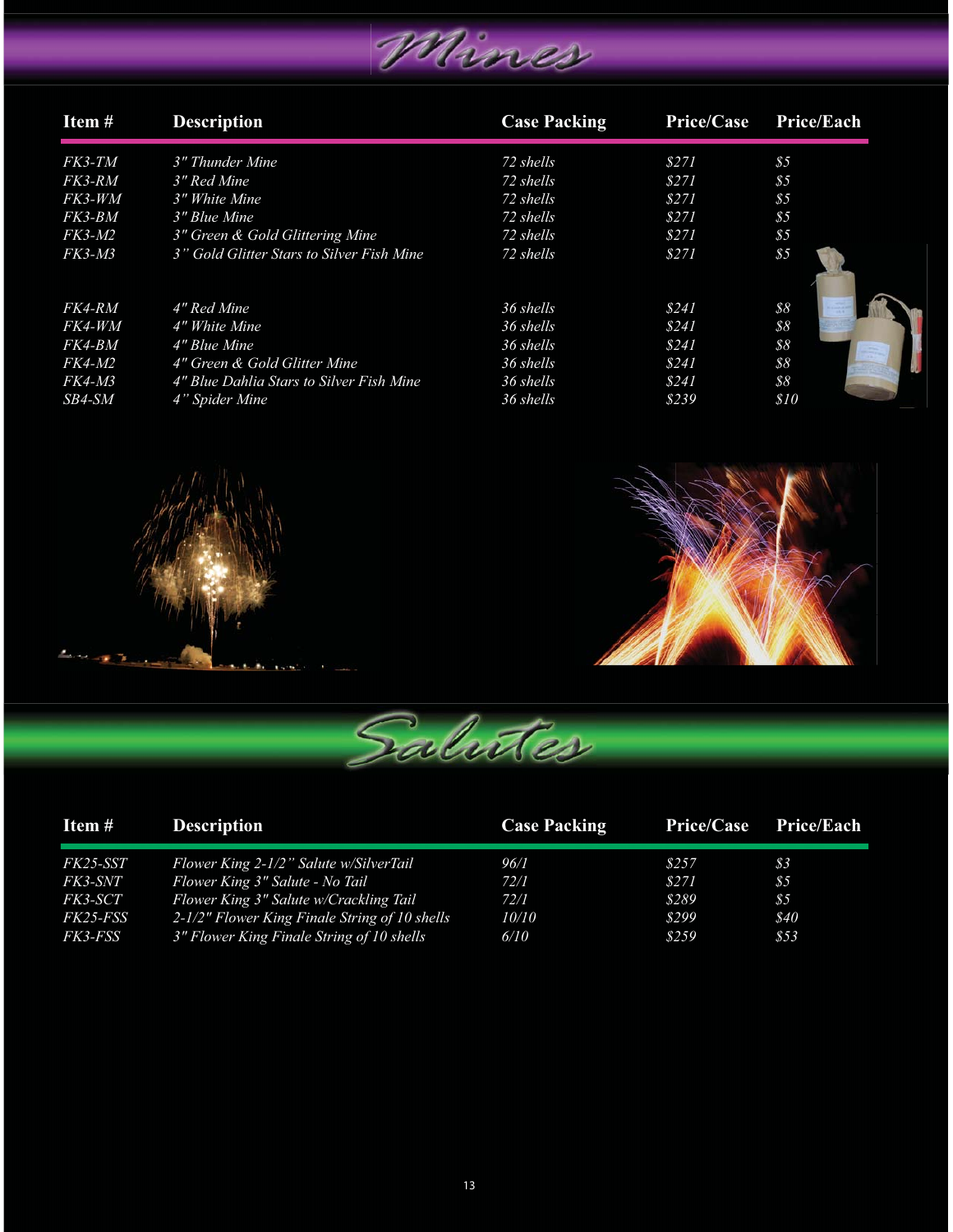# Mines

| Item # | Description | Case Packing | Price/Case | Price/Each |
|---|---|---|---|---|
| *FK3-TM* | *3" Thunder Mine* | *72 shells* | *$271* | *$5* |
| *FK3-RM* | *3" Red Mine* | *72 shells* | *$271* | *$5* |
| *FK3-WM* | *3" White Mine* | *72 shells* | *$271* | *$5* |
| *FK3-BM* | *3" Blue Mine* | *72 shells* | *$271* | *$5* |
| *FK3-M2* | *3" Green & Gold Glittering Mine* | *72 shells* | *$271* | *$5* |
| *FK3-M3* | *3" Gold Glitter Stars to Silver Fish Mine* | *72 shells* | *$271* | *$5* |
| *FK4-RM* | *4" Red Mine* | *36 shells* | *$241* | *$8* |
| *FK4-WM* | *4" White Mine* | *36 shells* | *$241* | *$8* |
| *FK4-BM* | *4" Blue Mine* | *36 shells* | *$241* | *$8* |
| *FK4-M2* | *4" Green & Gold Glitter Mine* | *36 shells* | *$241* | *$8* |
| *FK4-M3* | *4" Blue Dahlia Stars to Silver Fish Mine* | *36 shells* | *$241* | *$8* |
| *SB4-SM* | *4" Spider Mine* | *36 shells* | *$239* | *$10* |

# Salutes

| Item # | Description | Case Packing | Price/Case | Price/Each |
|---|---|---|---|---|
| *FK25-SST* | *Flower King 2-1/2" Salute w/SilverTail* | *96/1* | *$257* | *$3* |
| *FK3-SNT* | *Flower King 3" Salute - No Tail* | *72/1* | *$271* | *$5* |
| *FK3-SCT* | *Flower King 3" Salute w/Crackling Tail* | *72/1* | *$289* | *$5* |
| *FK25-FSS* | *2-1/2" Flower King Finale String of 10 shells* | *10/10* | *$299* | *$40* |
| *FK3-FSS* | *3" Flower King Finale String of 10 shells* | *6/10* | *$259* | *$53* |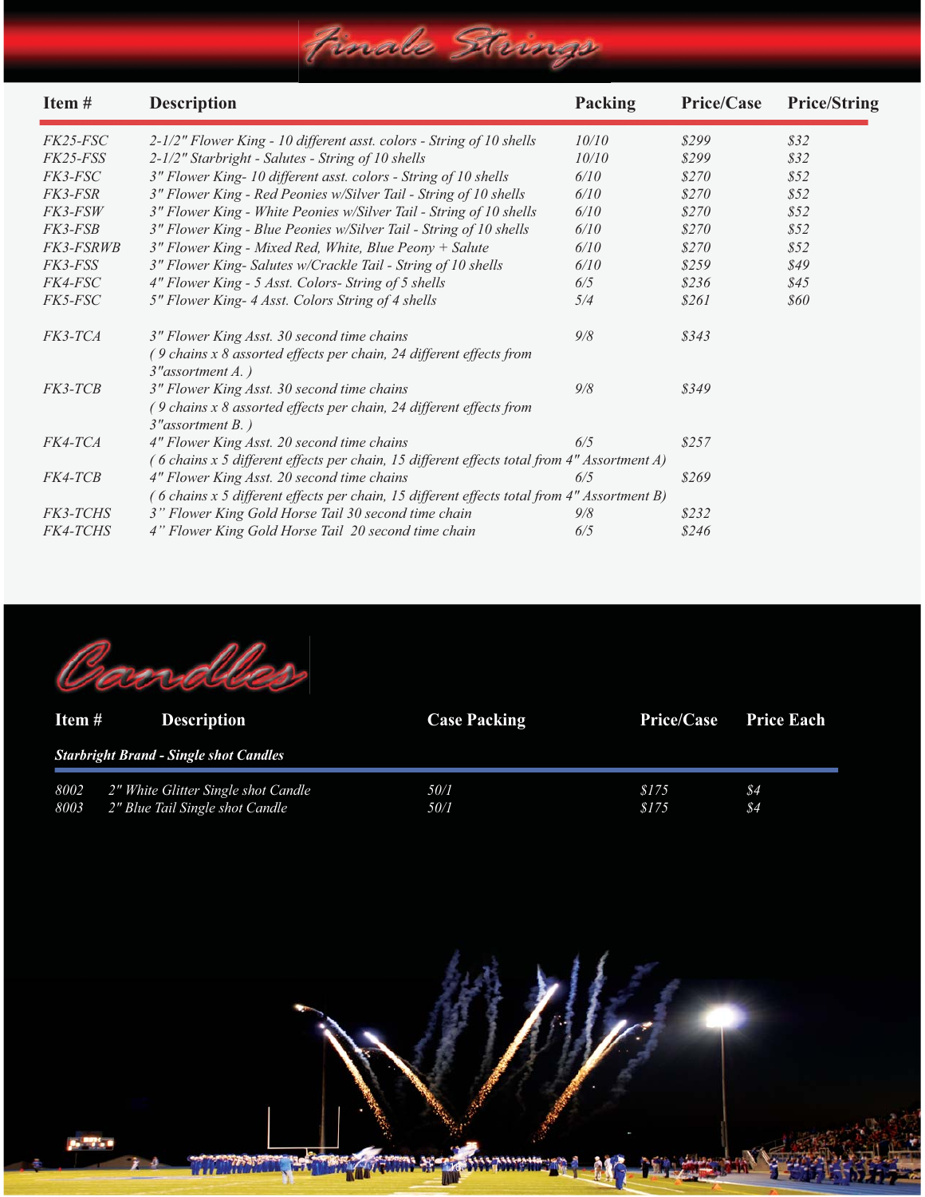# Finale Strings

| Item # | Description | Packing | Price/Case | Price/String |
|---|---|---|---|---|
| *FK25-FSC* | *2-1/2" Flower King - 10 different asst. colors - String of 10 shells* | *10/10* | *$299* | *$32* |
| *FK25-FSS* | *2-1/2" Starbright - Salutes - String of 10 shells* | *10/10* | *$299* | *$32* |
| *FK3-FSC* | *3" Flower King- 10 different asst. colors - String of 10 shells* | *6/10* | *$270* | *$52* |
| *FK3-FSR* | *3" Flower King - Red Peonies w/Silver Tail - String of 10 shells* | *6/10* | *$270* | *$52* |
| *FK3-FSW* | *3" Flower King - White Peonies w/Silver Tail - String of 10 shells* | *6/10* | *$270* | *$52* |
| *FK3-FSB* | *3" Flower King - Blue Peonies w/Silver Tail - String of 10 shells* | *6/10* | *$270* | *$52* |
| *FK3-FSRWB* | *3" Flower King - Mixed Red, White, Blue Peony + Salute* | *6/10* | *$270* | *$52* |
| *FK3-FSS* | *3" Flower King- Salutes w/Crackle Tail - String of 10 shells* | *6/10* | *$259* | *$49* |
| *FK4-FSC* | *4" Flower King - 5 Asst. Colors- String of 5 shells* | *6/5* | *$236* | *$45* |
| *FK5-FSC* | *5" Flower King- 4 Asst. Colors String of 4 shells* | *5/4* | *$261* | *$60* |
| *FK3-TCA* | *3" Flower King Asst. 30 second time chains ( 9 chains x 8 assorted effects per chain, 24 different effects from 3"assortment A. )* | *9/8* | *$343* | |
| *FK3-TCB* | *3" Flower King Asst. 30 second time chains ( 9 chains x 8 assorted effects per chain, 24 different effects from 3"assortment B. )* | *9/8* | *$349* | |
| *FK4-TCA* | *4" Flower King Asst. 20 second time chains ( 6 chains x 5 different effects per chain, 15 different effects total from 4" Assortment A)* | *6/5* | *$257* | |
| *FK4-TCB* | *4" Flower King Asst. 20 second time chains ( 6 chains x 5 different effects per chain, 15 different effects total from 4" Assortment B)* | *6/5* | *$269* | |
| *FK3-TCHS* | *3" Flower King Gold Horse Tail 30 second time chain* | *9/8* | *$232* | |
| *FK4-TCHS* | *4" Flower King Gold Horse Tail 20 second time chain* | *6/5* | *$246* | |

# Candles

***Starbright Brand - Single shot Candles***

| Item # | Description | Case Packing | Price/Case | Price Each |
|---|---|---|---|---|
| *8002* | *2" White Glitter Single shot Candle* | *50/1* | *$175* | *$4* |
| *8003* | *2" Blue Tail Single shot Candle* | *50/1* | *$175* | *$4* |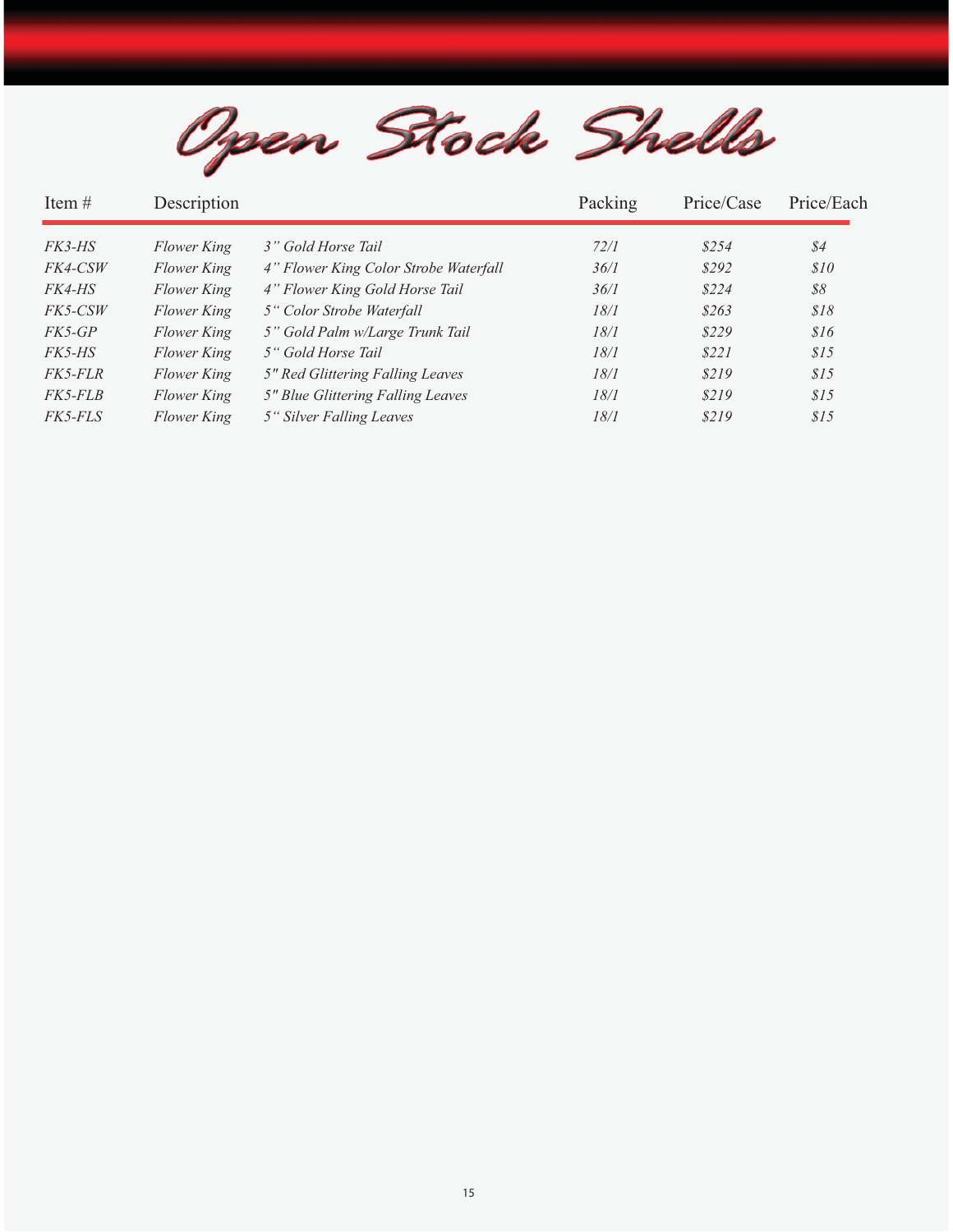# Open Stock Shells

| Item # | Description | | Packing | Price/Case | Price/Each |
|---|---|---|---|---|---|
| *FK3-HS* | *Flower King* | *3" Gold Horse Tail* | *72/1* | *$254* | *$4* |
| *FK4-CSW* | *Flower King* | *4" Flower King Color Strobe Waterfall* | *36/1* | *$292* | *$10* |
| *FK4-HS* | *Flower King* | *4" Flower King Gold Horse Tail* | *36/1* | *$224* | *$8* |
| *FK5-CSW* | *Flower King* | *5" Color Strobe Waterfall* | *18/1* | *$263* | *$18* |
| *FK5-GP* | *Flower King* | *5" Gold Palm w/Large Trunk Tail* | *18/1* | *$229* | *$16* |
| *FK5-HS* | *Flower King* | *5" Gold Horse Tail* | *18/1* | *$221* | *$15* |
| *FK5-FLR* | *Flower King* | *5" Red Glittering Falling Leaves* | *18/1* | *$219* | *$15* |
| *FK5-FLB* | *Flower King* | *5" Blue Glittering Falling Leaves* | *18/1* | *$219* | *$15* |
| *FK5-FLS* | *Flower King* | *5" Silver Falling Leaves* | *18/1* | *$219* | *$15* |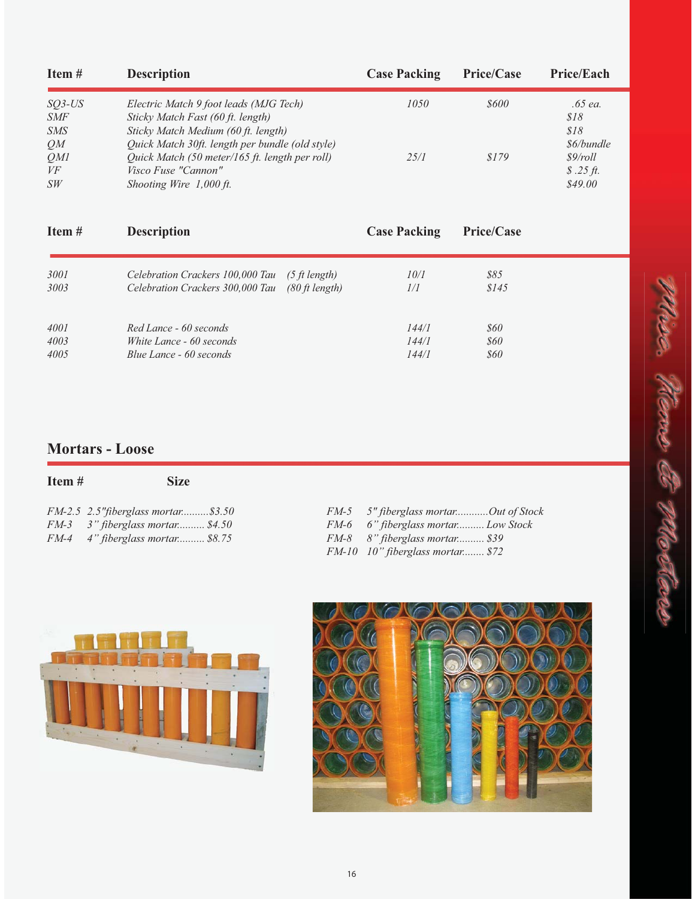| Item # | Description | Case Packing | Price/Case | Price/Each |
|---|---|---|---|---|
| *SQ3-US* | *Electric Match 9 foot leads (MJG Tech)* | *1050* | *$600* | *.65 ea.* |
| *SMF* | *Sticky Match Fast (60 ft. length)* | | | *$18* |
| *SMS* | *Sticky Match Medium (60 ft. length)* | | | *$18* |
| *QM* | *Quick Match 30ft. length per bundle (old style)* | | | *$6/bundle* |
| *QM1* | *Quick Match (50 meter/165 ft. length per roll)* | *25/1* | *$179* | *$9/roll* |
| *VF* | *Visco Fuse "Cannon"* | | | *$ .25 ft.* |
| *SW* | *Shooting Wire 1,000 ft.* | | | *$49.00* |

| Item # | Description | Case Packing | Price/Case |
|---|---|---|---|
| *3001* | *Celebration Crackers 100,000 Tau (5 ft length)* | *10/1* | *$85* |
| *3003* | *Celebration Crackers 300,000 Tau (80 ft length)* | *1/1* | *$145* |
| *4001* | *Red Lance - 60 seconds* | *144/1* | *$60* |
| *4003* | *White Lance - 60 seconds* | *144/1* | *$60* |
| *4005* | *Blue Lance - 60 seconds* | *144/1* | *$60* |

## Mortars - Loose

| Item # | Size |
|---|---|
| *FM-2.5* | *2.5"fiberglass mortar..........$3.50* |
| *FM-3* | *3" fiberglass mortar.......... $4.50* |
| *FM-4* | *4" fiberglass mortar.......... $8.75* |
| *FM-5* | *5" fiberglass mortar............Out of Stock* |
| *FM-6* | *6" fiberglass mortar.......... Low Stock* |
| *FM-8* | *8" fiberglass mortar.......... $39* |
| *FM-10* | *10" fiberglass mortar........ $72* |

Misc. Items & Mortars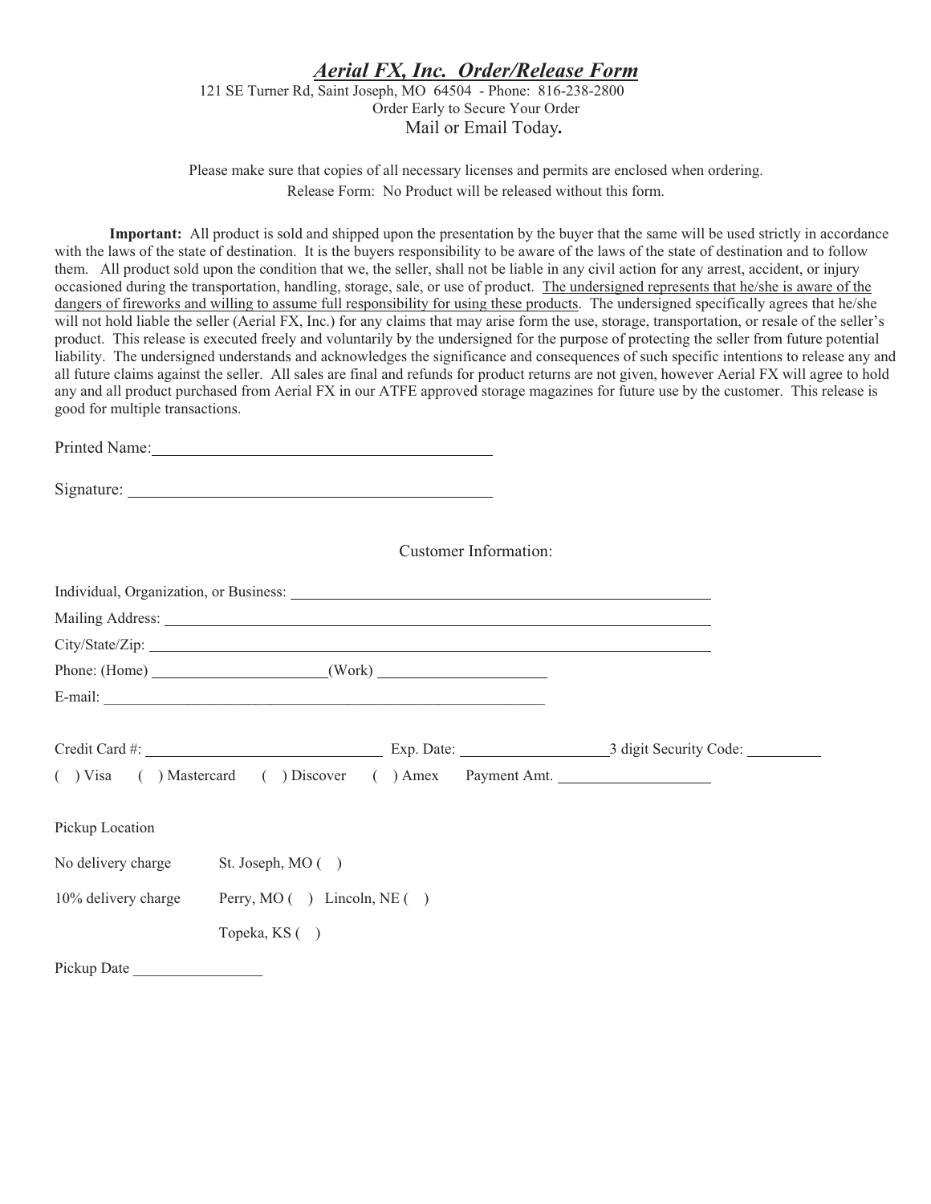# *Aerial FX, Inc. Order/Release Form*

121 SE Turner Rd, Saint Joseph, MO 64504 - Phone: 816-238-2800

Order Early to Secure Your Order

Mail or Email Today**.**

Please make sure that copies of all necessary licenses and permits are enclosed when ordering.

Release Form: No Product will be released without this form.

**Important:** All product is sold and shipped upon the presentation by the buyer that the same will be used strictly in accordance with the laws of the state of destination. It is the buyers responsibility to be aware of the laws of the state of destination and to follow them. All product sold upon the condition that we, the seller, shall not be liable in any civil action for any arrest, accident, or injury occasioned during the transportation, handling, storage, sale, or use of product. <u>The undersigned represents that he/she is aware of the dangers of fireworks and willing to assume full responsibility for using these products</u>. The undersigned specifically agrees that he/she will not hold liable the seller (Aerial FX, Inc.) for any claims that may arise form the use, storage, transportation, or resale of the seller's product. This release is executed freely and voluntarily by the undersigned for the purpose of protecting the seller from future potential liability. The undersigned understands and acknowledges the significance and consequences of such specific intentions to release any and all future claims against the seller. All sales are final and refunds for product returns are not given, however Aerial FX will agree to hold any and all product purchased from Aerial FX in our ATFE approved storage magazines for future use by the customer. This release is good for multiple transactions.

Printed Name: ______________________________

Signature: ______________________________

Customer Information:

Individual, Organization, or Business: ______________________________

Mailing Address: ______________________________

City/State/Zip: ______________________________

Phone: (Home) ____________________ (Work) ____________________

E-mail: ______________________________

Credit Card #: ____________________ Exp. Date: ______________ 3 digit Security Code: ________

( ) Visa ( ) Mastercard ( ) Discover ( ) Amex Payment Amt. ______________

Pickup Location

No delivery charge St. Joseph, MO ( )

10% delivery charge Perry, MO ( ) Lincoln, NE ( )

Topeka, KS ( )

Pickup Date ______________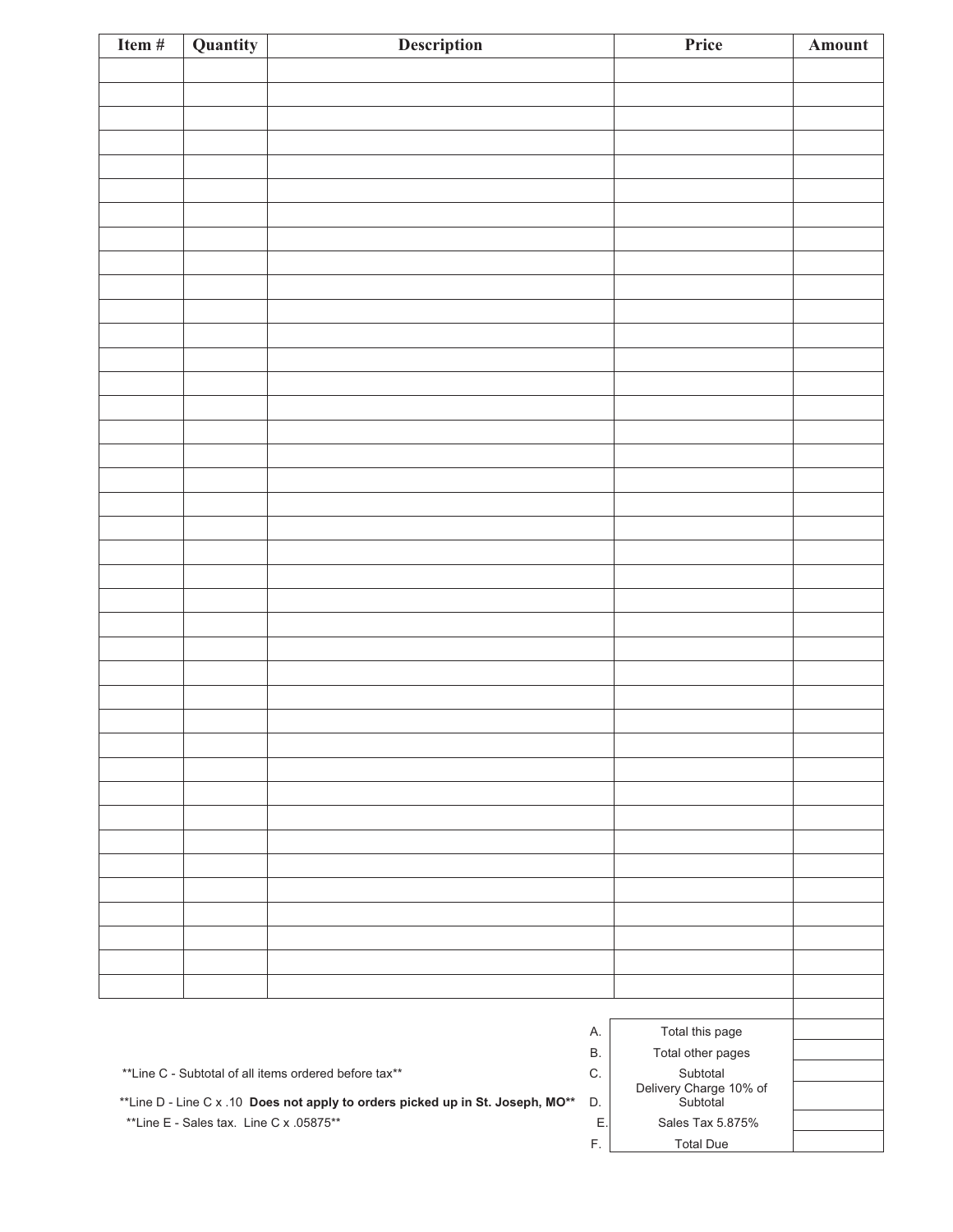| Item # | Quantity | Description | Price | Amount |
|---|---|---|---|---|
| | | | | |
| | | | | |
| | | | | |
| | | | | |
| | | | | |
| | | | | |
| | | | | |
| | | | | |
| | | | | |
| | | | | |
| | | | | |
| | | | | |
| | | | | |
| | | | | |
| | | | | |
| | | | | |
| | | | | |
| | | | | |
| | | | | |
| | | | | |
| | | | | |
| | | | | |
| | | | | |
| | | | | |
| | | | | |
| | | | | |
| | | | | |
| | | | | |
| | | | | |
| | | | | |
| | | | | |
| | | | | |
| | | | | |
| | | | | |
| | | | | |
| | | | | |
| | | | | |
| | | | | |
| | | | | |
| | | | | |

| | | | |
|---|---|---|---|
| | A. | Total this page | |
| | B. | Total other pages | |
| **Line C - Subtotal of all items ordered before tax** | C. | Subtotal | |
| **Line D - Line C x .10 **Does not apply to orders picked up in St. Joseph, MO**** | D. | Delivery Charge 10% of Subtotal | |
| **Line E - Sales tax. Line C x .05875** | E. | Sales Tax 5.875% | |
| | F. | Total Due | |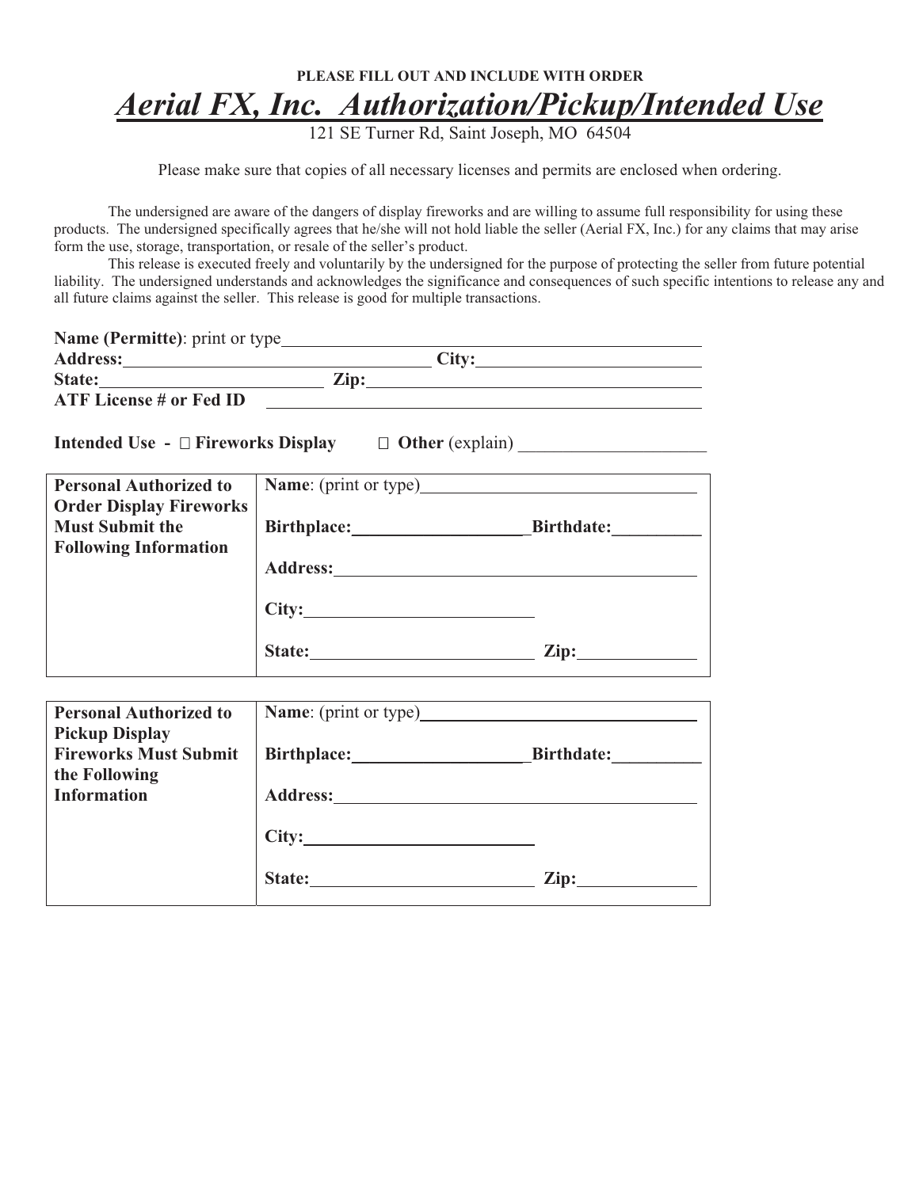**PLEASE FILL OUT AND INCLUDE WITH ORDER**

# *Aerial FX, Inc. Authorization/Pickup/Intended Use*

121 SE Turner Rd, Saint Joseph, MO 64504

Please make sure that copies of all necessary licenses and permits are enclosed when ordering.

The undersigned are aware of the dangers of display fireworks and are willing to assume full responsibility for using these products. The undersigned specifically agrees that he/she will not hold liable the seller (Aerial FX, Inc.) for any claims that may arise form the use, storage, transportation, or resale of the seller's product.

This release is executed freely and voluntarily by the undersigned for the purpose of protecting the seller from future potential liability. The undersigned understands and acknowledges the significance and consequences of such specific intentions to release any and all future claims against the seller. This release is good for multiple transactions.

**Name (Permitte)**: print or type\_\_\_\_\_\_\_\_\_\_\_\_\_\_\_\_\_\_\_\_\_\_\_\_\_\_\_\_\_\_\_\_\_\_\_\_\_\_\_\_
**Address:**\_\_\_\_\_\_\_\_\_\_\_\_\_\_\_\_\_\_\_\_\_\_\_\_\_\_\_\_\_\_ **City:**\_\_\_\_\_\_\_\_\_\_\_\_\_\_\_\_\_\_\_\_\_\_
**State:**\_\_\_\_\_\_\_\_\_\_\_\_\_\_\_\_\_\_\_\_\_ **Zip:**\_\_\_\_\_\_\_\_\_\_\_\_\_\_\_\_\_\_\_\_\_\_\_\_\_\_\_\_\_\_\_\_\_\_
**ATF License # or Fed ID** \_\_\_\_\_\_\_\_\_\_\_\_\_\_\_\_\_\_\_\_\_\_\_\_\_\_\_\_\_\_\_\_\_\_\_\_\_\_\_\_

**Intended Use -** ☐ **Fireworks Display** ☐ **Other** (explain) \_\_\_\_\_\_\_\_\_\_\_\_\_\_\_\_\_\_\_\_

| **Personal Authorized to Order Display Fireworks Must Submit the Following Information** | **Name**: (print or type)\_\_\_\_\_\_\_\_\_\_\_\_\_\_\_\_\_\_\_\_<br>**Birthplace:**\_\_\_\_\_\_\_\_\_\_\_\_\_\_\_\_ **Birthdate:**\_\_\_\_\_\_\_\_<br>**Address:**\_\_\_\_\_\_\_\_\_\_\_\_\_\_\_\_\_\_\_\_\_\_\_\_\_\_\_\_<br>**City:**\_\_\_\_\_\_\_\_\_\_\_\_\_\_\_\_\_\_\_\_<br>**State:**\_\_\_\_\_\_\_\_\_\_\_\_\_\_\_\_\_\_\_\_ **Zip:**\_\_\_\_\_\_\_\_\_\_ |
|---|---|

| **Personal Authorized to Pickup Display Fireworks Must Submit the Following Information** | **Name**: (print or type)\_\_\_\_\_\_\_\_\_\_\_\_\_\_\_\_\_\_\_\_<br>**Birthplace:**\_\_\_\_\_\_\_\_\_\_\_\_\_\_\_\_ **Birthdate:**\_\_\_\_\_\_\_\_<br>**Address:**\_\_\_\_\_\_\_\_\_\_\_\_\_\_\_\_\_\_\_\_\_\_\_\_\_\_\_\_<br>**City:**\_\_\_\_\_\_\_\_\_\_\_\_\_\_\_\_\_\_\_\_<br>**State:**\_\_\_\_\_\_\_\_\_\_\_\_\_\_\_\_\_\_\_\_ **Zip:**\_\_\_\_\_\_\_\_\_\_ |
|---|---|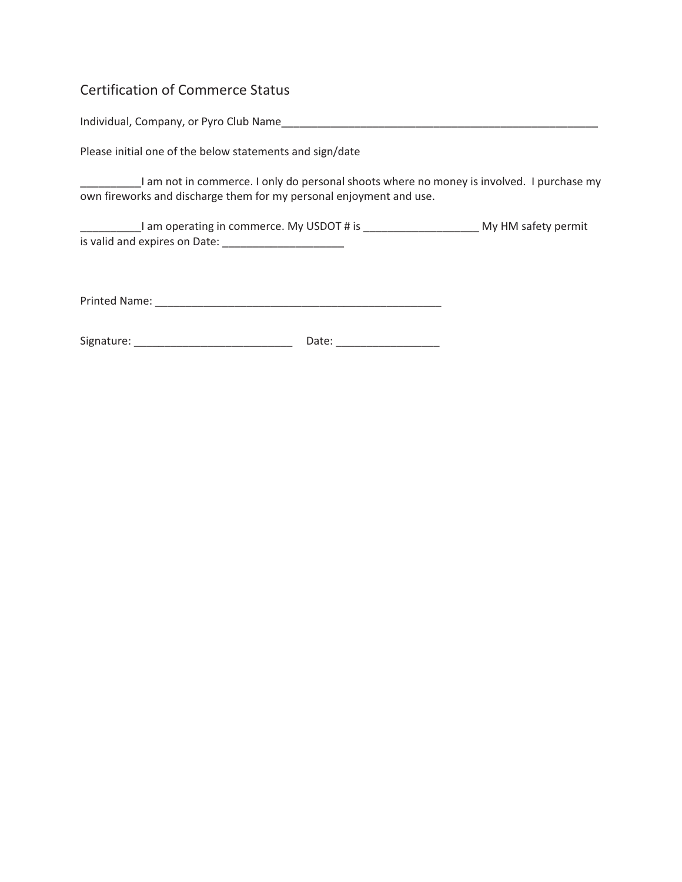# Certification of Commerce Status

Individual, Company, or Pyro Club Name_______________________________________________________

Please initial one of the below statements and sign/date

__________I am not in commerce. I only do personal shoots where no money is involved. I purchase my own fireworks and discharge them for my personal enjoyment and use.

__________I am operating in commerce. My USDOT # is ___________________ My HM safety permit is valid and expires on Date: ____________________

Printed Name: _________________________________________________

Signature: ___________________________ Date: _________________